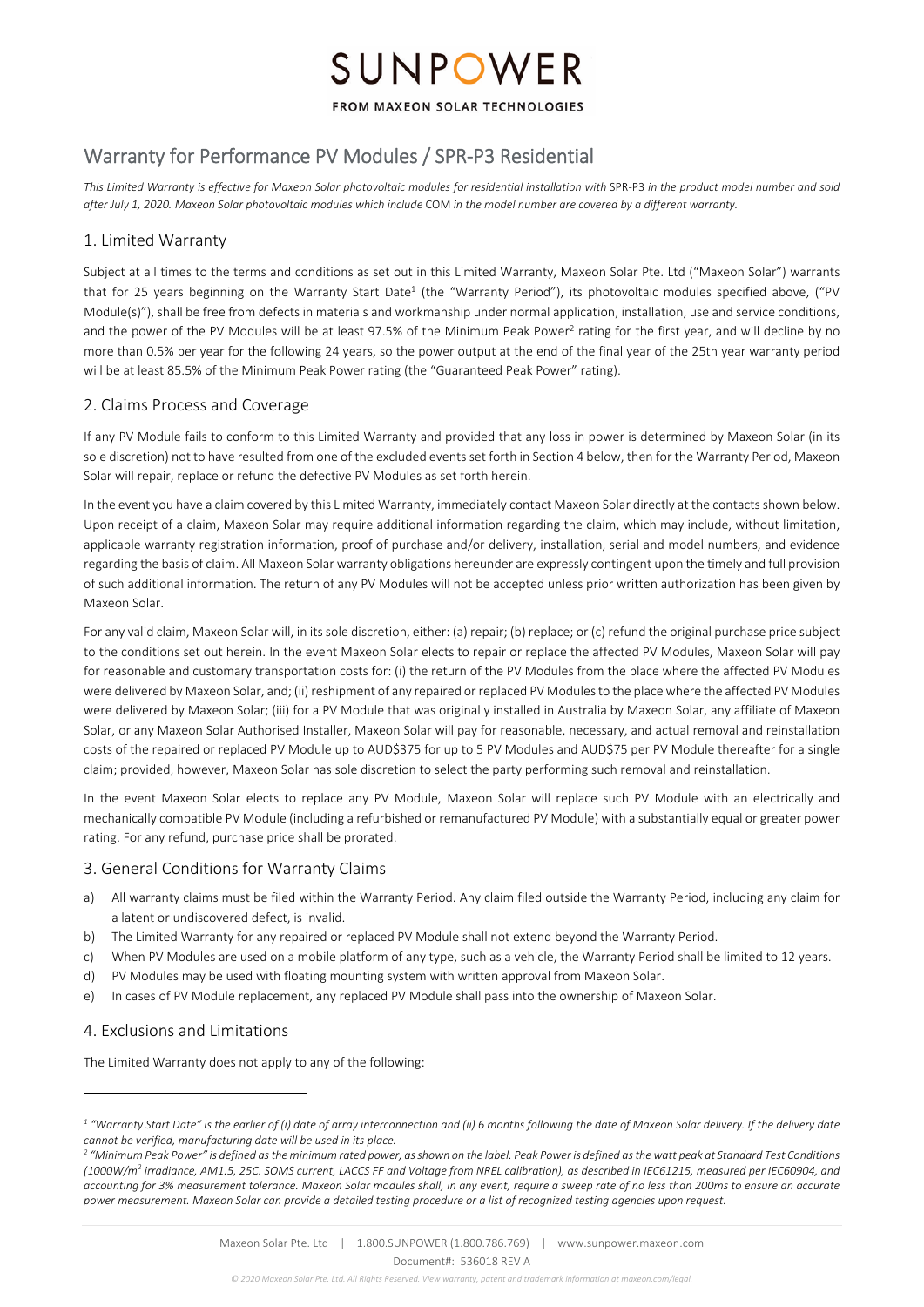# SUNPOWER

FROM MAXEON SOLAR TECHNOLOGIES

## Warranty for Performance PV Modules / SPR-P3 Residential

*This Limited Warranty is effective for Maxeon Solar photovoltaic modules for residential installation with* SPR-P3 *in the product model number and sold after July 1, 2020. Maxeon Solar photovoltaic modules which include* COM *in the model number are covered by a different warranty.*

### 1. Limited Warranty

Subject at all times to the terms and conditions as set out in this Limited Warranty, Maxeon Solar Pte. Ltd ("Maxeon Solar") warrants that for 25 years beginning on the Warranty Start Date[1] (the "Warranty Period"), its photovoltaic modules specified above, ("PV Module(s)"), shall be free from defects in materials and workmanship under normal application, installation, use and service conditions, and the power of the PV Modules will be at least 97.5% of the Minimum Peak Power[2] rating for the first year, and will decline by no more than 0.5% per year for the following 24 years, so the power output at the end of the final year of the 25th year warranty period will be at least 85.5% of the Minimum Peak Power rating (the "Guaranteed Peak Power" rating).

### 2. Claims Process and Coverage

If any PV Module fails to conform to this Limited Warranty and provided that any loss in power is determined by Maxeon Solar (in its sole discretion) not to have resulted from one of the excluded events set forth in Section 4 below, then for the Warranty Period, Maxeon Solar will repair, replace or refund the defective PV Modules as set forth herein.

In the event you have a claim covered by this Limited Warranty, immediately contact Maxeon Solar directly at the contacts shown below. Upon receipt of a claim, Maxeon Solar may require additional information regarding the claim, which may include, without limitation, applicable warranty registration information, proof of purchase and/or delivery, installation, serial and model numbers, and evidence regarding the basis of claim. All Maxeon Solar warranty obligations hereunder are expressly contingent upon the timely and full provision of such additional information. The return of any PV Modules will not be accepted unless prior written authorization has been given by Maxeon Solar.

For any valid claim, Maxeon Solar will, in its sole discretion, either: (a) repair; (b) replace; or (c) refund the original purchase price subject to the conditions set out herein. In the event Maxeon Solar elects to repair or replace the affected PV Modules, Maxeon Solar will pay for reasonable and customary transportation costs for: (i) the return of the PV Modules from the place where the affected PV Modules were delivered by Maxeon Solar, and; (ii) reshipment of any repaired or replaced PV Modules to the place where the affected PV Modules were delivered by Maxeon Solar; (iii) for a PV Module that was originally installed in Australia by Maxeon Solar, any affiliate of Maxeon Solar, or any Maxeon Solar Authorised Installer, Maxeon Solar will pay for reasonable, necessary, and actual removal and reinstallation costs of the repaired or replaced PV Module up to AUD$375 for up to 5 PV Modules and AUD$75 per PV Module thereafter for a single claim; provided, however, Maxeon Solar has sole discretion to select the party performing such removal and reinstallation.

In the event Maxeon Solar elects to replace any PV Module, Maxeon Solar will replace such PV Module with an electrically and mechanically compatible PV Module (including a refurbished or remanufactured PV Module) with a substantially equal or greater power rating. For any refund, purchase price shall be prorated.

### 3. General Conditions for Warranty Claims

a) All warranty claims must be filed within the Warranty Period. Any claim filed outside the Warranty Period, including any claim for a latent or undiscovered defect, is invalid.

b) The Limited Warranty for any repaired or replaced PV Module shall not extend beyond the Warranty Period.

c) When PV Modules are used on a mobile platform of any type, such as a vehicle, the Warranty Period shall be limited to 12 years.

d) PV Modules may be used with floating mounting system with written approval from Maxeon Solar.

e) In cases of PV Module replacement, any replaced PV Module shall pass into the ownership of Maxeon Solar.

### 4. Exclusions and Limitations

The Limited Warranty does not apply to any of the following:

---

[1] *"Warranty Start Date" is the earlier of (i) date of array interconnection and (ii) 6 months following the date of Maxeon Solar delivery. If the delivery date cannot be verified, manufacturing date will be used in its place.*

[2] *"Minimum Peak Power" is defined as the minimum rated power, as shown on the label. Peak Power is defined as the watt peak at Standard Test Conditions (1000W/m² irradiance, AM1.5, 25C. SOMS current, LACCS FF and Voltage from NREL calibration), as described in IEC61215, measured per IEC60904, and accounting for 3% measurement tolerance. Maxeon Solar modules shall, in any event, require a sweep rate of no less than 200ms to ensure an accurate power measurement. Maxeon Solar can provide a detailed testing procedure or a list of recognized testing agencies upon request.*

Maxeon Solar Pte. Ltd | 1.800.SUNPOWER (1.800.786.769) | www.sunpower.maxeon.com

Document#: 536018 REV A

*© 2020 Maxeon Solar Pte. Ltd. All Rights Reserved. View warranty, patent and trademark information at maxeon.com/legal.*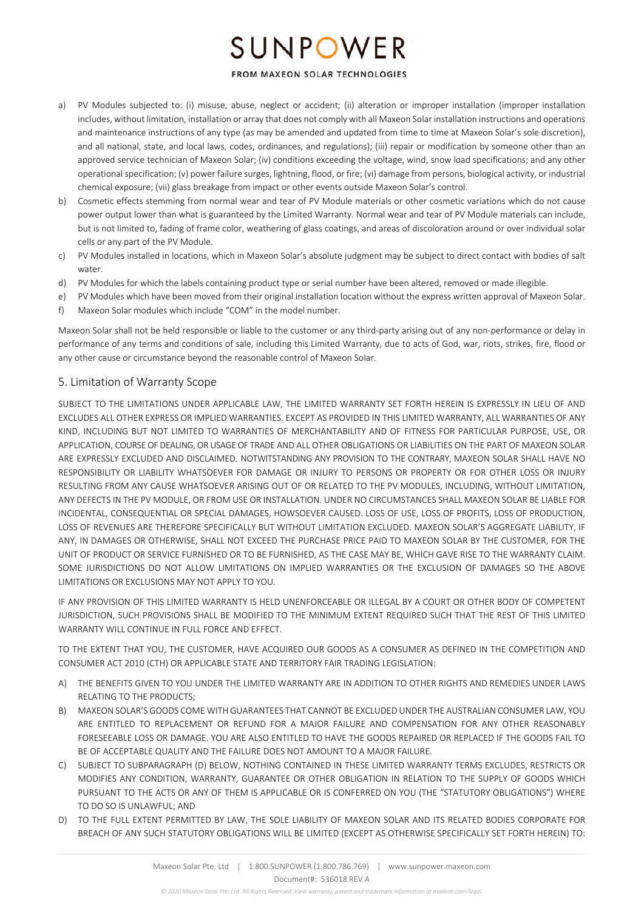a) PV Modules subjected to: (i) misuse, abuse, neglect or accident; (ii) alteration or improper installation (improper installation includes, without limitation, installation or array that does not comply with all Maxeon Solar installation instructions and operations and maintenance instructions of any type (as may be amended and updated from time to time at Maxeon Solar's sole discretion), and all national, state, and local laws, codes, ordinances, and regulations); (iii) repair or modification by someone other than an approved service technician of Maxeon Solar; (iv) conditions exceeding the voltage, wind, snow load specifications; and any other operational specification; (v) power failure surges, lightning, flood, or fire; (vi) damage from persons, biological activity, or industrial chemical exposure; (vii) glass breakage from impact or other events outside Maxeon Solar's control.
b) Cosmetic effects stemming from normal wear and tear of PV Module materials or other cosmetic variations which do not cause power output lower than what is guaranteed by the Limited Warranty. Normal wear and tear of PV Module materials can include, but is not limited to, fading of frame color, weathering of glass coatings, and areas of discoloration around or over individual solar cells or any part of the PV Module.
c) PV Modules installed in locations, which in Maxeon Solar's absolute judgment may be subject to direct contact with bodies of salt water.
d) PV Modules for which the labels containing product type or serial number have been altered, removed or made illegible.
e) PV Modules which have been moved from their original installation location without the express written approval of Maxeon Solar.
f) Maxeon Solar modules which include "COM" in the model number.

Maxeon Solar shall not be held responsible or liable to the customer or any third-party arising out of any non-performance or delay in performance of any terms and conditions of sale, including this Limited Warranty, due to acts of God, war, riots, strikes, fire, flood or any other cause or circumstance beyond the reasonable control of Maxeon Solar.

## 5. Limitation of Warranty Scope

SUBJECT TO THE LIMITATIONS UNDER APPLICABLE LAW, THE LIMITED WARRANTY SET FORTH HEREIN IS EXPRESSLY IN LIEU OF AND EXCLUDES ALL OTHER EXPRESS OR IMPLIED WARRANTIES. EXCEPT AS PROVIDED IN THIS LIMITED WARRANTY, ALL WARRANTIES OF ANY KIND, INCLUDING BUT NOT LIMITED TO WARRANTIES OF MERCHANTABILITY AND OF FITNESS FOR PARTICULAR PURPOSE, USE, OR APPLICATION, COURSE OF DEALING, OR USAGE OF TRADE AND ALL OTHER OBLIGATIONS OR LIABILITIES ON THE PART OF MAXEON SOLAR ARE EXPRESSLY EXCLUDED AND DISCLAIMED. NOTWITSTANDING ANY PROVISION TO THE CONTRARY, MAXEON SOLAR SHALL HAVE NO RESPONSIBILITY OR LIABILITY WHATSOEVER FOR DAMAGE OR INJURY TO PERSONS OR PROPERTY OR FOR OTHER LOSS OR INJURY RESULTING FROM ANY CAUSE WHATSOEVER ARISING OUT OF OR RELATED TO THE PV MODULES, INCLUDING, WITHOUT LIMITATION, ANY DEFECTS IN THE PV MODULE, OR FROM USE OR INSTALLATION. UNDER NO CIRCUMSTANCES SHALL MAXEON SOLAR BE LIABLE FOR INCIDENTAL, CONSEQUENTIAL OR SPECIAL DAMAGES, HOWSOEVER CAUSED. LOSS OF USE, LOSS OF PROFITS, LOSS OF PRODUCTION, LOSS OF REVENUES ARE THEREFORE SPECIFICALLY BUT WITHOUT LIMITATION EXCLUDED. MAXEON SOLAR'S AGGREGATE LIABILITY, IF ANY, IN DAMAGES OR OTHERWISE, SHALL NOT EXCEED THE PURCHASE PRICE PAID TO MAXEON SOLAR BY THE CUSTOMER, FOR THE UNIT OF PRODUCT OR SERVICE FURNISHED OR TO BE FURNISHED, AS THE CASE MAY BE, WHICH GAVE RISE TO THE WARRANTY CLAIM. SOME JURISDICTIONS DO NOT ALLOW LIMITATIONS ON IMPLIED WARRANTIES OR THE EXCLUSION OF DAMAGES SO THE ABOVE LIMITATIONS OR EXCLUSIONS MAY NOT APPLY TO YOU.

IF ANY PROVISION OF THIS LIMITED WARRANTY IS HELD UNENFORCEABLE OR ILLEGAL BY A COURT OR OTHER BODY OF COMPETENT JURISDICTION, SUCH PROVISIONS SHALL BE MODIFIED TO THE MINIMUM EXTENT REQUIRED SUCH THAT THE REST OF THIS LIMITED WARRANTY WILL CONTINUE IN FULL FORCE AND EFFECT.

TO THE EXTENT THAT YOU, THE CUSTOMER, HAVE ACQUIRED OUR GOODS AS A CONSUMER AS DEFINED IN THE COMPETITION AND CONSUMER ACT 2010 (CTH) OR APPLICABLE STATE AND TERRITORY FAIR TRADING LEGISLATION:

A) THE BENEFITS GIVEN TO YOU UNDER THE LIMITED WARRANTY ARE IN ADDITION TO OTHER RIGHTS AND REMEDIES UNDER LAWS RELATING TO THE PRODUCTS;
B) MAXEON SOLAR'S GOODS COME WITH GUARANTEES THAT CANNOT BE EXCLUDED UNDER THE AUSTRALIAN CONSUMER LAW, YOU ARE ENTITLED TO REPLACEMENT OR REFUND FOR A MAJOR FAILURE AND COMPENSATION FOR ANY OTHER REASONABLY FORESEEABLE LOSS OR DAMAGE. YOU ARE ALSO ENTITLED TO HAVE THE GOODS REPAIRED OR REPLACED IF THE GOODS FAIL TO BE OF ACCEPTABLE QUALITY AND THE FAILURE DOES NOT AMOUNT TO A MAJOR FAILURE.
C) SUBJECT TO SUBPARAGRAPH (D) BELOW, NOTHING CONTAINED IN THESE LIMITED WARRANTY TERMS EXCLUDES, RESTRICTS OR MODIFIES ANY CONDITION, WARRANTY, GUARANTEE OR OTHER OBLIGATION IN RELATION TO THE SUPPLY OF GOODS WHICH PURSUANT TO THE ACTS OR ANY OF THEM IS APPLICABLE OR IS CONFERRED ON YOU (THE "STATUTORY OBLIGATIONS") WHERE TO DO SO IS UNLAWFUL; AND
D) TO THE FULL EXTENT PERMITTED BY LAW, THE SOLE LIABILITY OF MAXEON SOLAR AND ITS RELATED BODIES CORPORATE FOR BREACH OF ANY SUCH STATUTORY OBLIGATIONS WILL BE LIMITED (EXCEPT AS OTHERWISE SPECIFICALLY SET FORTH HEREIN) TO: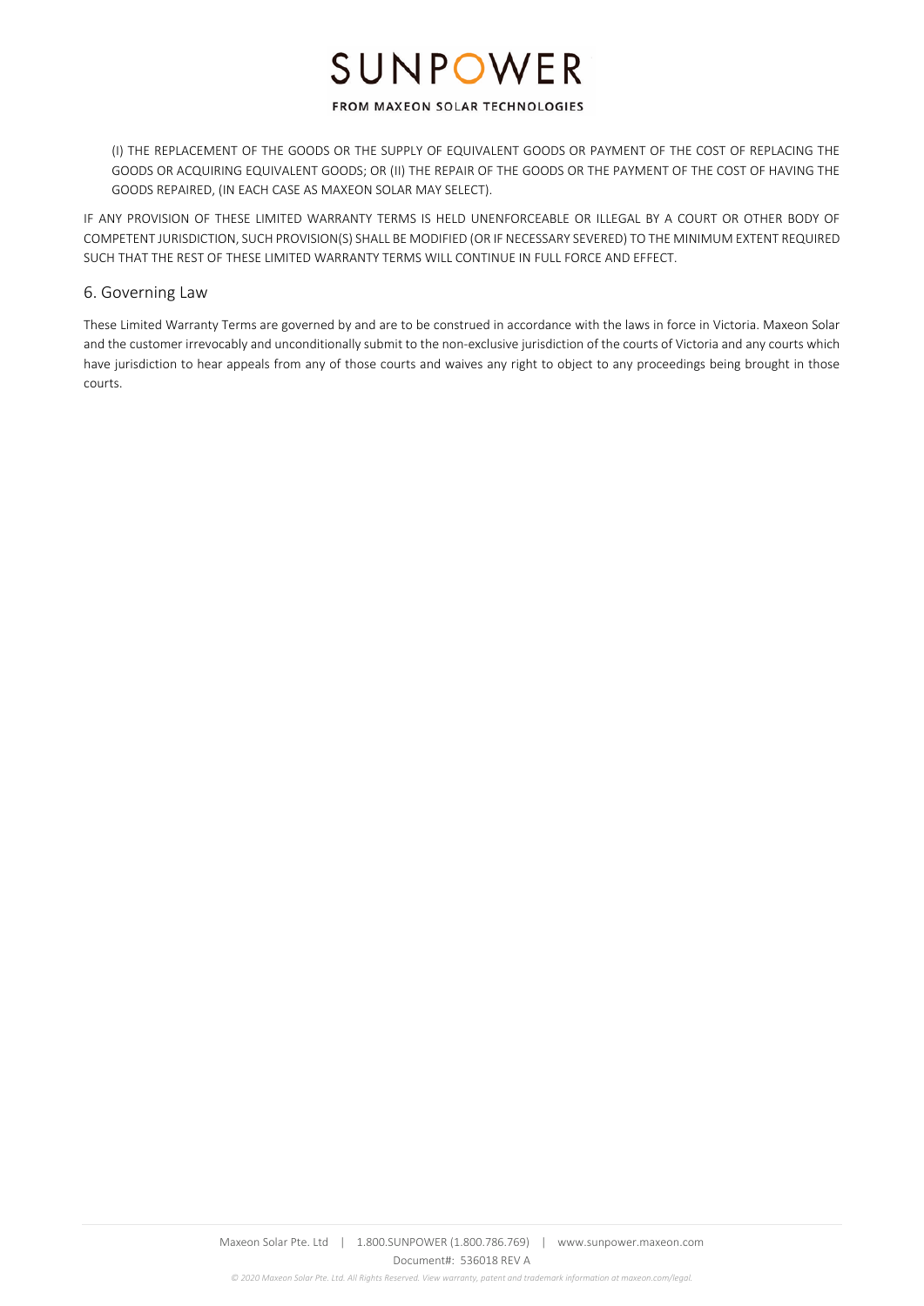(I) THE REPLACEMENT OF THE GOODS OR THE SUPPLY OF EQUIVALENT GOODS OR PAYMENT OF THE COST OF REPLACING THE GOODS OR ACQUIRING EQUIVALENT GOODS; OR (II) THE REPAIR OF THE GOODS OR THE PAYMENT OF THE COST OF HAVING THE GOODS REPAIRED, (IN EACH CASE AS MAXEON SOLAR MAY SELECT).

IF ANY PROVISION OF THESE LIMITED WARRANTY TERMS IS HELD UNENFORCEABLE OR ILLEGAL BY A COURT OR OTHER BODY OF COMPETENT JURISDICTION, SUCH PROVISION(S) SHALL BE MODIFIED (OR IF NECESSARY SEVERED) TO THE MINIMUM EXTENT REQUIRED SUCH THAT THE REST OF THESE LIMITED WARRANTY TERMS WILL CONTINUE IN FULL FORCE AND EFFECT.

## 6. Governing Law

These Limited Warranty Terms are governed by and are to be construed in accordance with the laws in force in Victoria. Maxeon Solar and the customer irrevocably and unconditionally submit to the non-exclusive jurisdiction of the courts of Victoria and any courts which have jurisdiction to hear appeals from any of those courts and waives any right to object to any proceedings being brought in those courts.